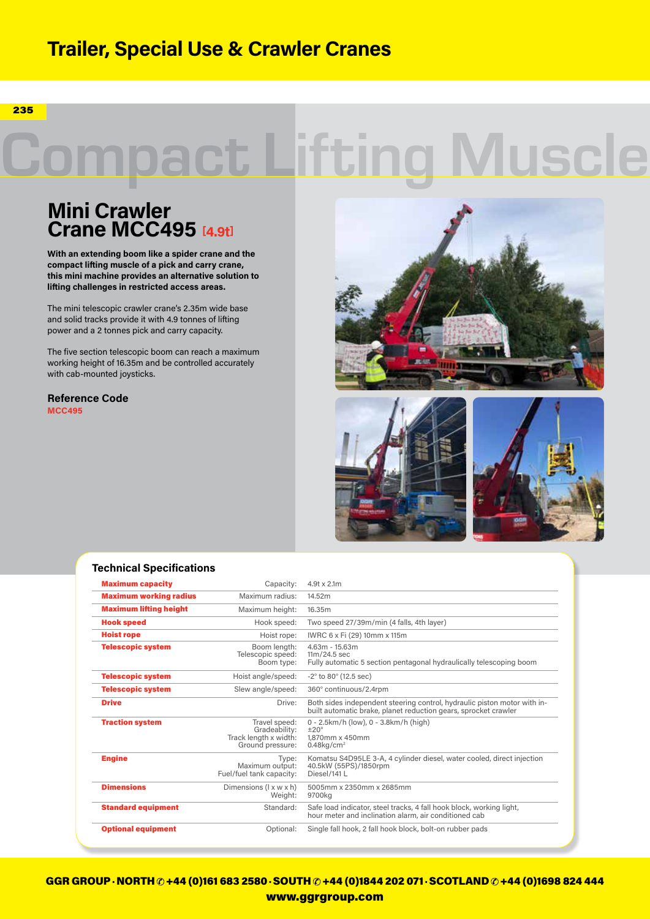# Trailer, Special Use & Crawler Cranes

Compact Lifting Muscle

## Mini Crawler Crane MCC495 [4.9t]

**With an extending boom like a spider crane and the compact lifting muscle of a pick and carry crane, this mini machine provides an alternative solution to lifting challenges in restricted access areas.**

The mini telescopic crawler crane's 2.35m wide base and solid tracks provide it with 4.9 tonnes of lifting power and a 2 tonnes pick and carry capacity.

The five section telescopic boom can reach a maximum working height of 16.35m and be controlled accurately with cab-mounted joysticks.

### Reference Code

**MCC495**

### Technical Specifications

| | | |
|---|---|---|
| **Maximum capacity** | Capacity: | 4.9t x 2.1m |
| **Maximum working radius** | Maximum radius: | 14.52m |
| **Maximum lifting height** | Maximum height: | 16.35m |
| **Hook speed** | Hook speed: | Two speed 27/39m/min (4 falls, 4th layer) |
| **Hoist rope** | Hoist rope: | IWRC 6 x Fi (29) 10mm x 115m |
| **Telescopic system** | Boom length:<br>Telescopic speed:<br>Boom type: | 4.63m - 15.63m<br>11m/24.5 sec<br>Fully automatic 5 section pentagonal hydraulically telescoping boom |
| **Telescopic system** | Hoist angle/speed: | -2° to 80° (12.5 sec) |
| **Telescopic system** | Slew angle/speed: | 360° continuous/2.4rpm |
| **Drive** | Drive: | Both sides independent steering control, hydraulic piston motor with in-built automatic brake, planet reduction gears, sprocket crawler |
| **Traction system** | Travel speed:<br>Gradeability:<br>Track length x width:<br>Ground pressure: | 0 - 2.5km/h (low), 0 - 3.8km/h (high)<br>±20°<br>1,870mm x 450mm<br>0.48kg/cm² |
| **Engine** | Type:<br>Maximum output:<br>Fuel/fuel tank capacity: | Komatsu S4D95LE 3-A, 4 cylinder diesel, water cooled, direct injection<br>40.5kW (55PS)/1850rpm<br>Diesel/141 L |
| **Dimensions** | Dimensions (l x w x h)<br>Weight: | 5005mm x 2350mm x 2685mm<br>9700kg |
| **Standard equipment** | Standard: | Safe load indicator, steel tracks, 4 fall hook block, working light, hour meter and inclination alarm, air conditioned cab |
| **Optional equipment** | Optional: | Single fall hook, 2 fall hook block, bolt-on rubber pads |

**GGR GROUP · NORTH ✆ +44 (0)161 683 2580 · SOUTH ✆ +44 (0)1844 202 071 · SCOTLAND ✆ +44 (0)1698 824 444**
**www.ggrgroup.com**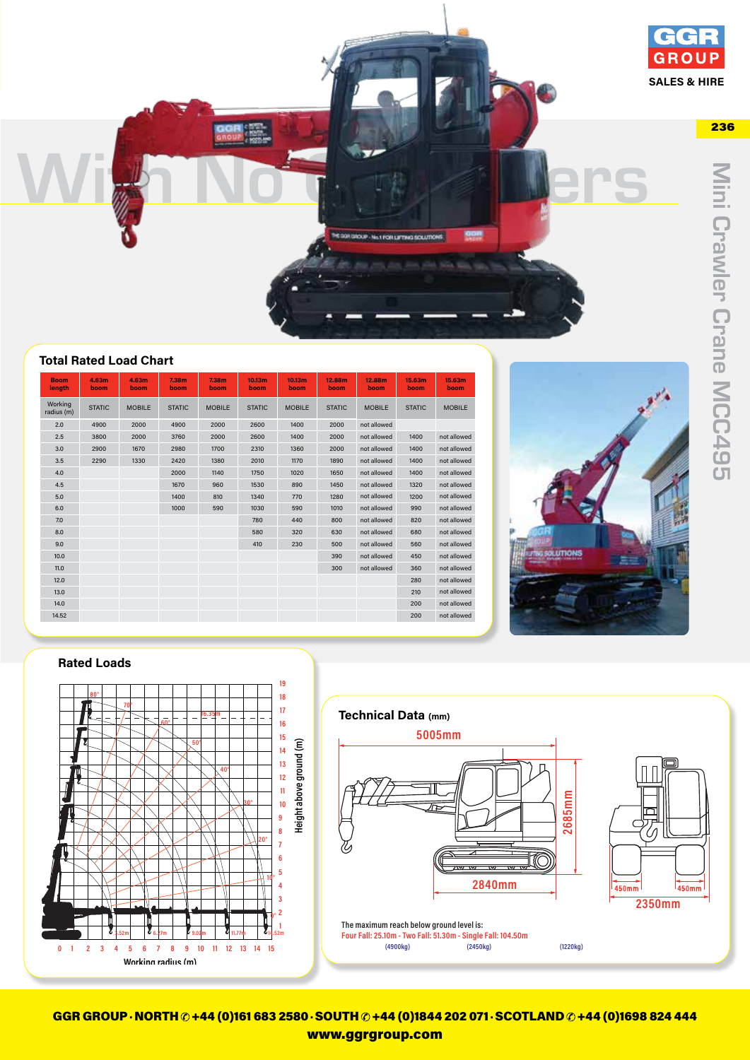# Mini Crawler Crane MCC495

With No Outriggers

## Total Rated Load Chart

| Boom length | 4.63m boom | 4.63m boom | 7.38m boom | 7.38m boom | 10.13m boom | 10.13m boom | 12.88m boom | 12.88m boom | 15.63m boom | 15.63m boom |
|---|---|---|---|---|---|---|---|---|---|---|
| Working radius (m) | STATIC | MOBILE | STATIC | MOBILE | STATIC | MOBILE | STATIC | MOBILE | STATIC | MOBILE |
| 2.0 | 4900 | 2000 | 4900 | 2000 | 2600 | 1400 | 2000 | not allowed | | |
| 2.5 | 3800 | 2000 | 3760 | 2000 | 2600 | 1400 | 2000 | not allowed | 1400 | not allowed |
| 3.0 | 2900 | 1670 | 2980 | 1700 | 2310 | 1360 | 2000 | not allowed | 1400 | not allowed |
| 3.5 | 2290 | 1330 | 2420 | 1380 | 2010 | 1170 | 1890 | not allowed | 1400 | not allowed |
| 4.0 | | | 2000 | 1140 | 1750 | 1020 | 1650 | not allowed | 1400 | not allowed |
| 4.5 | | | 1670 | 960 | 1530 | 890 | 1450 | not allowed | 1320 | not allowed |
| 5.0 | | | 1400 | 810 | 1340 | 770 | 1280 | not allowed | 1200 | not allowed |
| 6.0 | | | 1000 | 590 | 1030 | 590 | 1010 | not allowed | 990 | not allowed |
| 7.0 | | | | | 780 | 440 | 800 | not allowed | 820 | not allowed |
| 8.0 | | | | | 580 | 320 | 630 | not allowed | 680 | not allowed |
| 9.0 | | | | | 410 | 230 | 500 | not allowed | 560 | not allowed |
| 10.0 | | | | | | | 390 | not allowed | 450 | not allowed |
| 11.0 | | | | | | | 300 | not allowed | 360 | not allowed |
| 12.0 | | | | | | | | | 280 | not allowed |
| 13.0 | | | | | | | | | 210 | not allowed |
| 14.0 | | | | | | | | | 200 | not allowed |
| 14.52 | | | | | | | | | 200 | not allowed |

## Rated Loads

80° 70° 60° 50° 40° 30° 20° 10° 0°

16.35m

4.52m 6.32m 9.03m 11.77m 14.52m

Height above ground (m)

Working radius (m)

## Technical Data (mm)

5005mm

2685mm

2840mm

450mm 450mm

2350mm

The maximum reach below ground level is:

Four Fall: 25.10m - Two Fall: 51.30m - Single Fall: 104.50m

(4900kg) (2450kg) (1220kg)

**GGR GROUP · NORTH ✆ +44 (0)161 683 2580 · SOUTH ✆ +44 (0)1844 202 071 · SCOTLAND ✆ +44 (0)1698 824 444**

**www.ggrgroup.com**